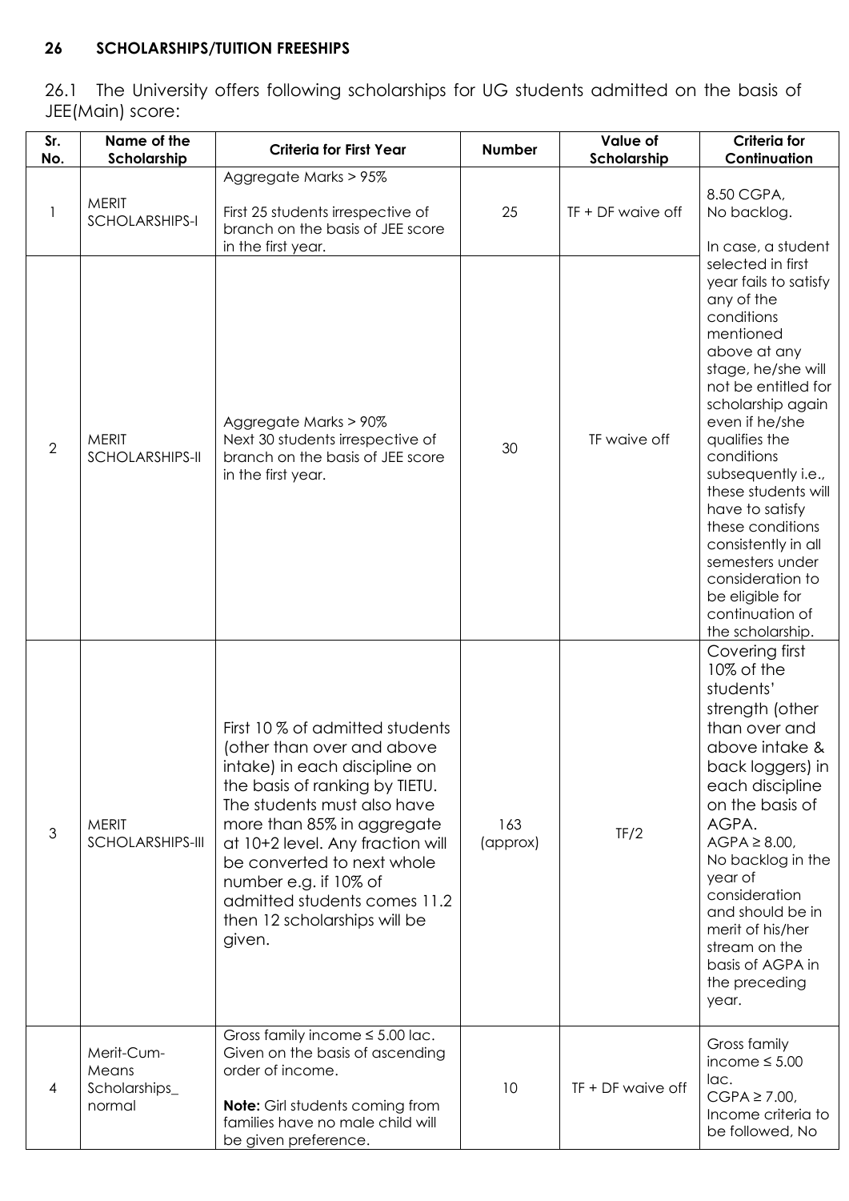## 26 SCHOLARSHIPS/TUITION FREESHIPS

26.1 The University offers following scholarships for UG students admitted on the basis of JEE(Main) score:

| Sr. No. | Name of the Scholarship | Criteria for First Year | Number | Value of Scholarship | Criteria for Continuation |
|---|---|---|---|---|---|
| 1 | MERIT SCHOLARSHIPS-I | Aggregate Marks > 95%<br><br>First 25 students irrespective of branch on the basis of JEE score in the first year. | 25 | TF + DF waive off | 8.50 CGPA, No backlog.<br><br>In case, a student selected in first year fails to satisfy any of the conditions mentioned above at any stage, he/she will not be entitled for scholarship again even if he/she qualifies the conditions subsequently i.e., these students will have to satisfy these conditions consistently in all semesters under consideration to be eligible for continuation of the scholarship. |
| 2 | MERIT SCHOLARSHIPS-II | Aggregate Marks > 90%<br>Next 30 students irrespective of branch on the basis of JEE score in the first year. | 30 | TF waive off | |
| 3 | MERIT SCHOLARSHIPS-III | First 10 % of admitted students (other than over and above intake) in each discipline on the basis of ranking by TIETU. The students must also have more than 85% in aggregate at 10+2 level. Any fraction will be converted to next whole number e.g. if 10% of admitted students comes 11.2 then 12 scholarships will be given. | 163 (approx) | TF/2 | Covering first 10% of the students' strength (other than over and above intake & back loggers) in each discipline on the basis of AGPA.<br>AGPA ≥ 8.00,<br>No backlog in the year of consideration and should be in merit of his/her stream on the basis of AGPA in the preceding year. |
| 4 | Merit-Cum-Means Scholarships_ normal | Gross family income ≤ 5.00 lac. Given on the basis of ascending order of income.<br><br>**Note:** Girl students coming from families have no male child will be given preference. | 10 | TF + DF waive off | Gross family income ≤ 5.00 lac.<br>CGPA ≥ 7.00,<br>Income criteria to be followed, No |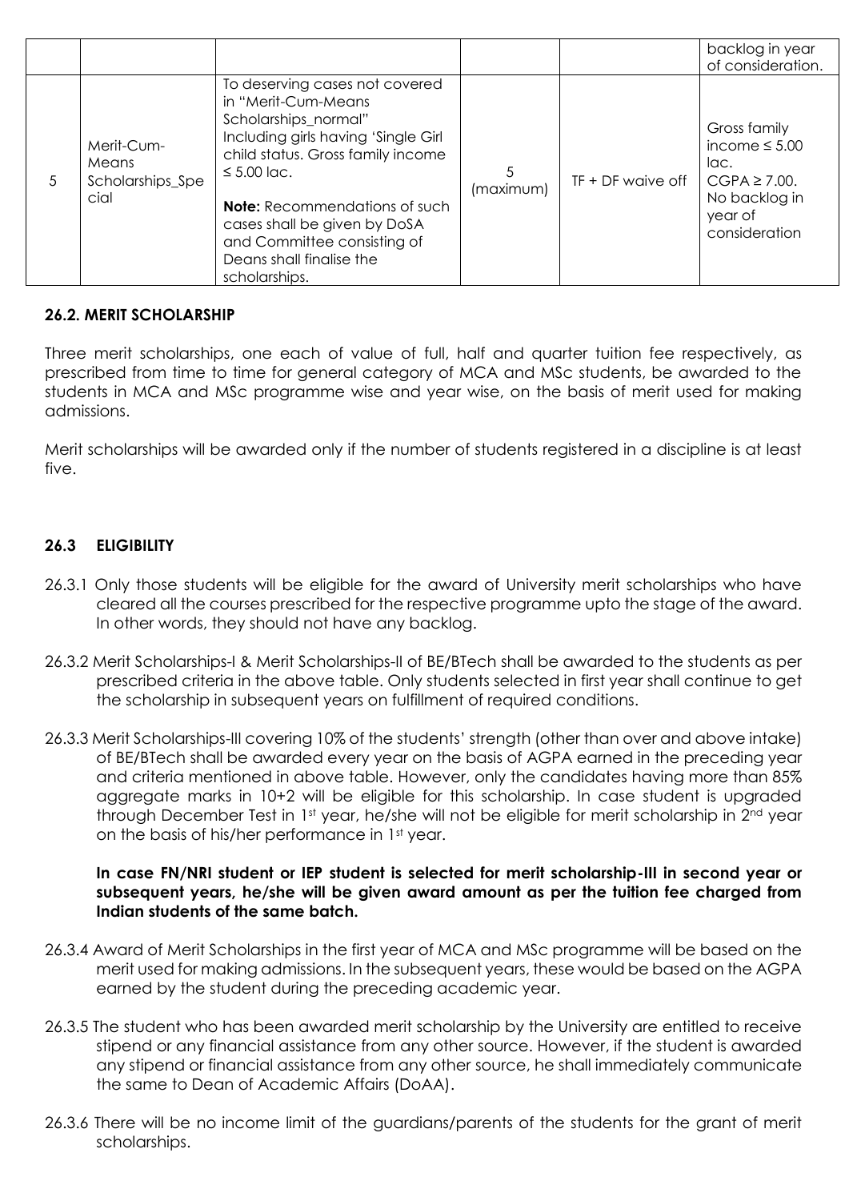| | | | | | backlog in year of consideration. |
|---|---|---|---|---|---|
| 5 | Merit-Cum-Means Scholarships_Special | To deserving cases not covered in "Merit-Cum-Means Scholarships_normal" Including girls having 'Single Girl child status. Gross family income ≤ 5.00 lac.<br><br>**Note:** Recommendations of such cases shall be given by DoSA and Committee consisting of Deans shall finalise the scholarships. | 5 (maximum) | TF + DF waive off | Gross family income ≤ 5.00 lac. CGPA ≥ 7.00. No backlog in year of consideration |

### 26.2. MERIT SCHOLARSHIP

Three merit scholarships, one each of value of full, half and quarter tuition fee respectively, as prescribed from time to time for general category of MCA and MSc students, be awarded to the students in MCA and MSc programme wise and year wise, on the basis of merit used for making admissions.

Merit scholarships will be awarded only if the number of students registered in a discipline is at least five.

### 26.3 ELIGIBILITY

26.3.1 Only those students will be eligible for the award of University merit scholarships who have cleared all the courses prescribed for the respective programme upto the stage of the award. In other words, they should not have any backlog.

26.3.2 Merit Scholarships-I & Merit Scholarships-II of BE/BTech shall be awarded to the students as per prescribed criteria in the above table. Only students selected in first year shall continue to get the scholarship in subsequent years on fulfillment of required conditions.

26.3.3 Merit Scholarships-III covering 10% of the students' strength (other than over and above intake) of BE/BTech shall be awarded every year on the basis of AGPA earned in the preceding year and criteria mentioned in above table. However, only the candidates having more than 85% aggregate marks in 10+2 will be eligible for this scholarship. In case student is upgraded through December Test in 1st year, he/she will not be eligible for merit scholarship in 2nd year on the basis of his/her performance in 1st year.

**In case FN/NRI student or IEP student is selected for merit scholarship-III in second year or subsequent years, he/she will be given award amount as per the tuition fee charged from Indian students of the same batch.**

26.3.4 Award of Merit Scholarships in the first year of MCA and MSc programme will be based on the merit used for making admissions. In the subsequent years, these would be based on the AGPA earned by the student during the preceding academic year.

26.3.5 The student who has been awarded merit scholarship by the University are entitled to receive stipend or any financial assistance from any other source. However, if the student is awarded any stipend or financial assistance from any other source, he shall immediately communicate the same to Dean of Academic Affairs (DoAA).

26.3.6 There will be no income limit of the guardians/parents of the students for the grant of merit scholarships.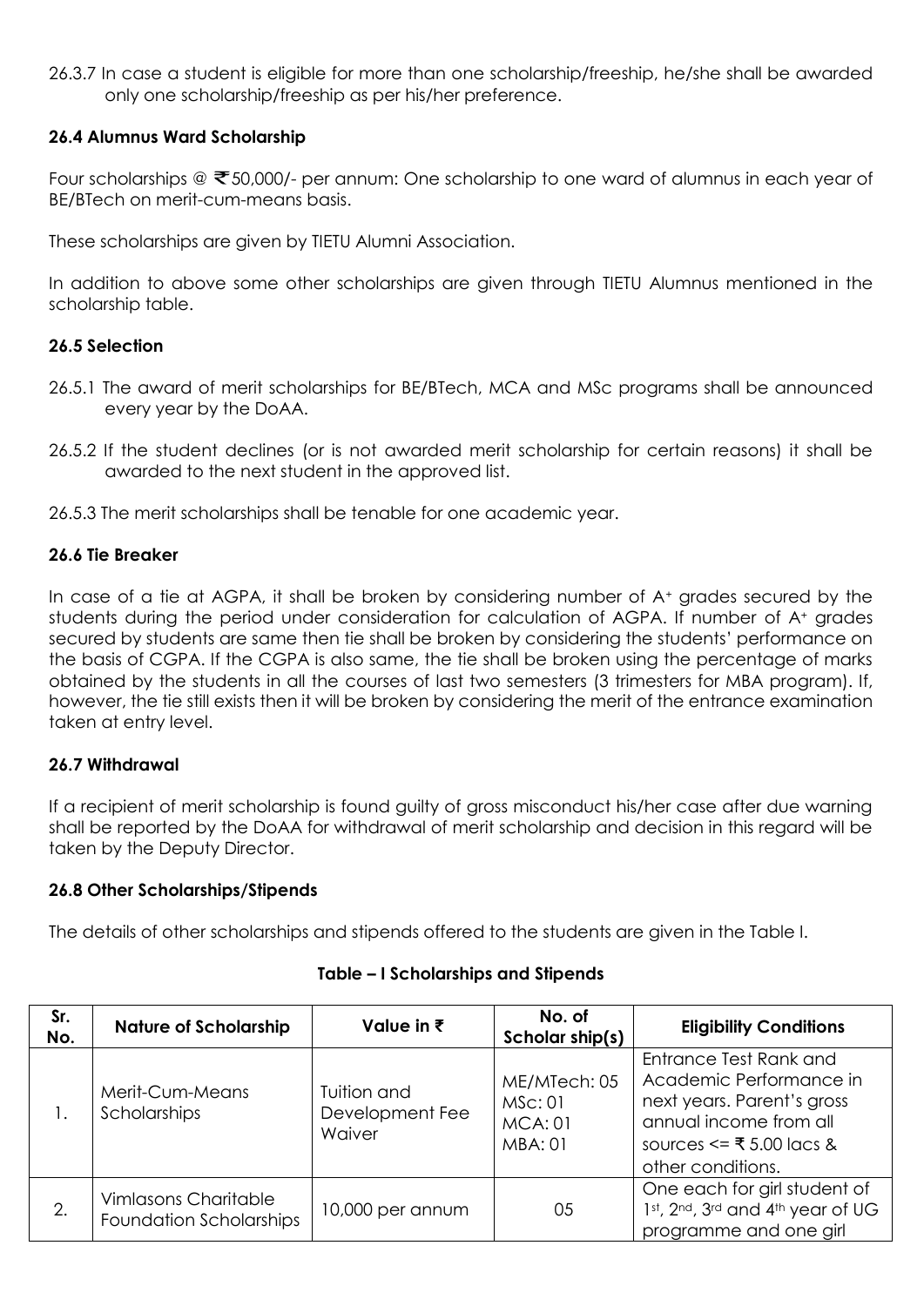26.3.7 In case a student is eligible for more than one scholarship/freeship, he/she shall be awarded only one scholarship/freeship as per his/her preference.

### 26.4 Alumnus Ward Scholarship

Four scholarships @ ₹50,000/- per annum: One scholarship to one ward of alumnus in each year of BE/BTech on merit-cum-means basis.

These scholarships are given by TIETU Alumni Association.

In addition to above some other scholarships are given through TIETU Alumnus mentioned in the scholarship table.

### 26.5 Selection

26.5.1 The award of merit scholarships for BE/BTech, MCA and MSc programs shall be announced every year by the DoAA.

26.5.2 If the student declines (or is not awarded merit scholarship for certain reasons) it shall be awarded to the next student in the approved list.

26.5.3 The merit scholarships shall be tenable for one academic year.

### 26.6 Tie Breaker

In case of a tie at AGPA, it shall be broken by considering number of A+ grades secured by the students during the period under consideration for calculation of AGPA. If number of A+ grades secured by students are same then tie shall be broken by considering the students' performance on the basis of CGPA. If the CGPA is also same, the tie shall be broken using the percentage of marks obtained by the students in all the courses of last two semesters (3 trimesters for MBA program). If, however, the tie still exists then it will be broken by considering the merit of the entrance examination taken at entry level.

### 26.7 Withdrawal

If a recipient of merit scholarship is found guilty of gross misconduct his/her case after due warning shall be reported by the DoAA for withdrawal of merit scholarship and decision in this regard will be taken by the Deputy Director.

### 26.8 Other Scholarships/Stipends

The details of other scholarships and stipends offered to the students are given in the Table I.

**Table – I Scholarships and Stipends**

| Sr. No. | Nature of Scholarship | Value in ₹ | No. of Scholar ship(s) | Eligibility Conditions |
|---|---|---|---|---|
| 1. | Merit-Cum-Means Scholarships | Tuition and Development Fee Waiver | ME/MTech: 05<br>MSc: 01<br>MCA: 01<br>MBA: 01 | Entrance Test Rank and Academic Performance in next years. Parent's gross annual income from all sources <= ₹ 5.00 lacs & other conditions. |
| 2. | Vimlasons Charitable Foundation Scholarships | 10,000 per annum | 05 | One each for girl student of 1st, 2nd, 3rd and 4th year of UG programme and one girl |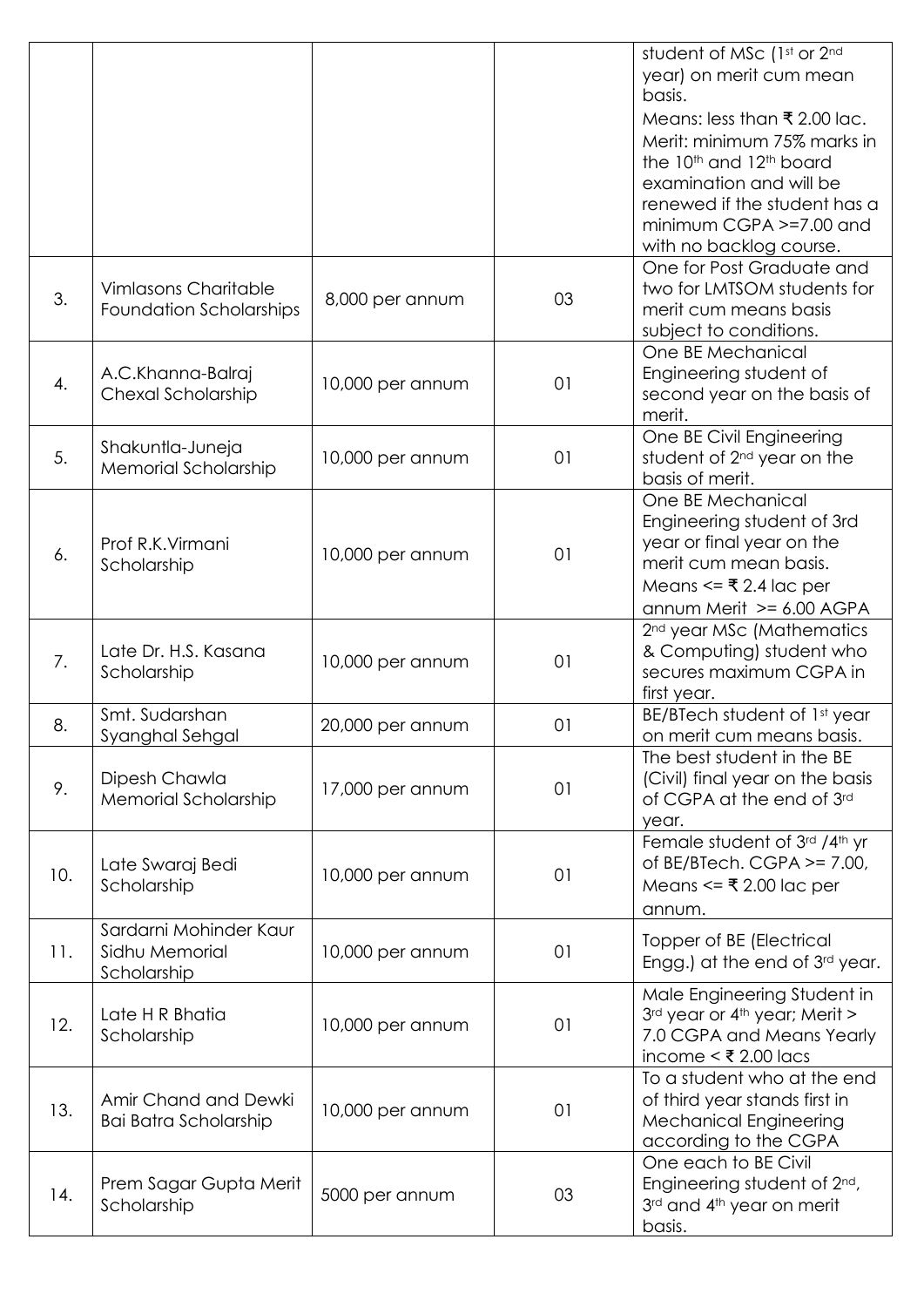|  |  |  |  | student of MSc (1st or 2nd year) on merit cum mean basis. Means: less than ₹ 2.00 lac. Merit: minimum 75% marks in the 10th and 12th board examination and will be renewed if the student has a minimum CGPA >=7.00 and with no backlog course. |
|---|---|---|---|---|
| 3. | Vimlasons Charitable Foundation Scholarships | 8,000 per annum | 03 | One for Post Graduate and two for LMTSOM students for merit cum means basis subject to conditions. |
| 4. | A.C.Khanna-Balraj Chexal Scholarship | 10,000 per annum | 01 | One BE Mechanical Engineering student of second year on the basis of merit. |
| 5. | Shakuntla-Juneja Memorial Scholarship | 10,000 per annum | 01 | One BE Civil Engineering student of 2nd year on the basis of merit. |
| 6. | Prof R.K.Virmani Scholarship | 10,000 per annum | 01 | One BE Mechanical Engineering student of 3rd year or final year on the merit cum mean basis. Means <= ₹ 2.4 lac per annum Merit >= 6.00 AGPA |
| 7. | Late Dr. H.S. Kasana Scholarship | 10,000 per annum | 01 | 2nd year MSc (Mathematics & Computing) student who secures maximum CGPA in first year. |
| 8. | Smt. Sudarshan Syanghal Sehgal | 20,000 per annum | 01 | BE/BTech student of 1st year on merit cum means basis. |
| 9. | Dipesh Chawla Memorial Scholarship | 17,000 per annum | 01 | The best student in the BE (Civil) final year on the basis of CGPA at the end of 3rd year. |
| 10. | Late Swaraj Bedi Scholarship | 10,000 per annum | 01 | Female student of 3rd /4th yr of BE/BTech. CGPA >= 7.00, Means <= ₹ 2.00 lac per annum. |
| 11. | Sardarni Mohinder Kaur Sidhu Memorial Scholarship | 10,000 per annum | 01 | Topper of BE (Electrical Engg.) at the end of 3rd year. |
| 12. | Late H R Bhatia Scholarship | 10,000 per annum | 01 | Male Engineering Student in 3rd year or 4th year; Merit > 7.0 CGPA and Means Yearly income < ₹ 2.00 lacs |
| 13. | Amir Chand and Dewki Bai Batra Scholarship | 10,000 per annum | 01 | To a student who at the end of third year stands first in Mechanical Engineering according to the CGPA |
| 14. | Prem Sagar Gupta Merit Scholarship | 5000 per annum | 03 | One each to BE Civil Engineering student of 2nd, 3rd and 4th year on merit basis. |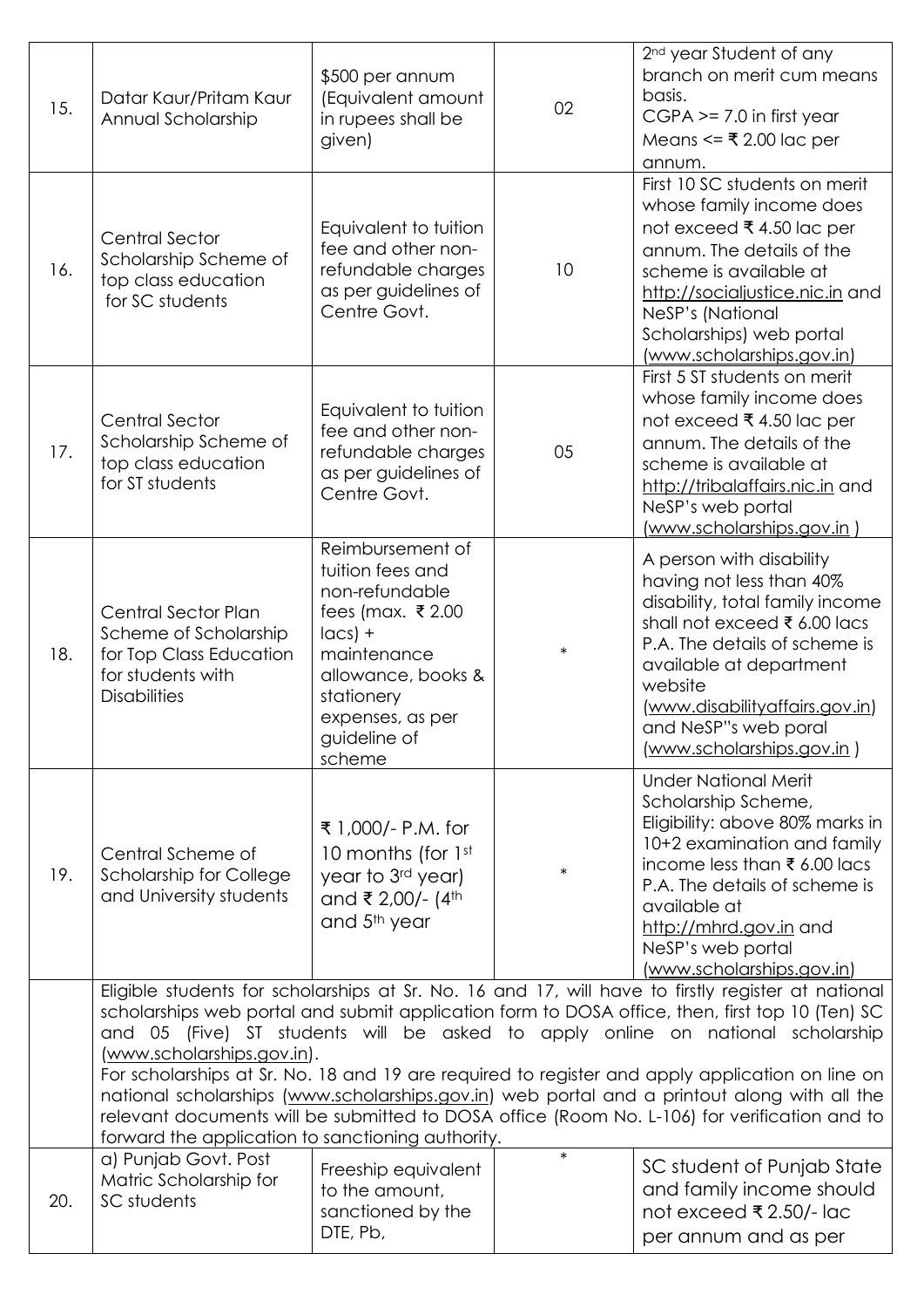| 15. | Datar Kaur/Pritam Kaur Annual Scholarship | \$500 per annum (Equivalent amount in rupees shall be given) | 02 | 2nd year Student of any branch on merit cum means basis. CGPA >= 7.0 in first year Means <= ₹ 2.00 lac per annum. |
|---|---|---|---|---|
| 16. | Central Sector Scholarship Scheme of top class education for SC students | Equivalent to tuition fee and other non-refundable charges as per guidelines of Centre Govt. | 10 | First 10 SC students on merit whose family income does not exceed ₹ 4.50 lac per annum. The details of the scheme is available at http://socialjustice.nic.in and NeSP's (National Scholarships) web portal (www.scholarships.gov.in) |
| 17. | Central Sector Scholarship Scheme of top class education for ST students | Equivalent to tuition fee and other non-refundable charges as per guidelines of Centre Govt. | 05 | First 5 ST students on merit whose family income does not exceed ₹ 4.50 lac per annum. The details of the scheme is available at http://tribalaffairs.nic.in and NeSP's web portal (www.scholarships.gov.in ) |
| 18. | Central Sector Plan Scheme of Scholarship for Top Class Education for students with Disabilities | Reimbursement of tuition fees and non-refundable fees (max. ₹ 2.00 lacs) + maintenance allowance, books & stationery expenses, as per guideline of scheme | * | A person with disability having not less than 40% disability, total family income shall not exceed ₹ 6.00 lacs P.A. The details of scheme is available at department website (www.disabilityaffairs.gov.in) and NeSP"s web poral (www.scholarships.gov.in ) |
| 19. | Central Scheme of Scholarship for College and University students | ₹ 1,000/- P.M. for 10 months (for 1st year to 3rd year) and ₹ 2,00/- (4th and 5th year | * | Under National Merit Scholarship Scheme, Eligibility: above 80% marks in 10+2 examination and family income less than ₹ 6.00 lacs P.A. The details of scheme is available at http://mhrd.gov.in and NeSP's web portal (www.scholarships.gov.in) |
| | Eligible students for scholarships at Sr. No. 16 and 17, will have to firstly register at national scholarships web portal and submit application form to DOSA office, then, first top 10 (Ten) SC and 05 (Five) ST students will be asked to apply online on national scholarship (www.scholarships.gov.in).<br>For scholarships at Sr. No. 18 and 19 are required to register and apply application on line on national scholarships (www.scholarships.gov.in) web portal and a printout along with all the relevant documents will be submitted to DOSA office (Room No. L-106) for verification and to forward the application to sanctioning authority. | | | |
| 20. | a) Punjab Govt. Post Matric Scholarship for SC students | Freeship equivalent to the amount, sanctioned by the DTE, Pb, | * | SC student of Punjab State and family income should not exceed ₹ 2.50/- lac per annum and as per |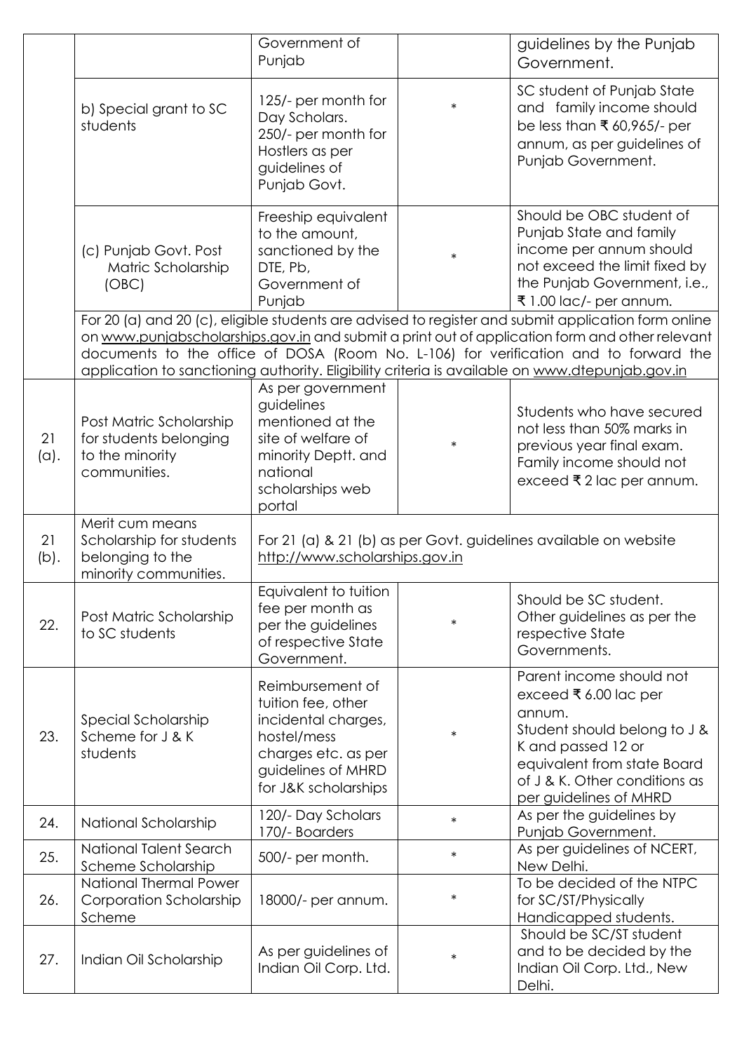| | | | | |
|---|---|---|---|---|
| | | Government of Punjab | | guidelines by the Punjab Government. |
| | b) Special grant to SC students | 125/- per month for Day Scholars. 250/- per month for Hostlers as per guidelines of Punjab Govt. | * | SC student of Punjab State and family income should be less than ₹ 60,965/- per annum, as per guidelines of Punjab Government. |
| | (c) Punjab Govt. Post Matric Scholarship (OBC) | Freeship equivalent to the amount, sanctioned by the DTE, Pb, Government of Punjab | * | Should be OBC student of Punjab State and family income per annum should not exceed the limit fixed by the Punjab Government, i.e., ₹ 1.00 lac/- per annum. |
| | For 20 (a) and 20 (c), eligible students are advised to register and submit application form online on www.punjabscholarships.gov.in and submit a print out of application form and other relevant documents to the office of DOSA (Room No. L-106) for verification and to forward the application to sanctioning authority. Eligibility criteria is available on www.dtepunjab.gov.in | | | |
| 21 (a). | Post Matric Scholarship for students belonging to the minority communities. | As per government guidelines mentioned at the site of welfare of minority Deptt. and national scholarships web portal | * | Students who have secured not less than 50% marks in previous year final exam. Family income should not exceed ₹ 2 lac per annum. |
| 21 (b). | Merit cum means Scholarship for students belonging to the minority communities. | For 21 (a) & 21 (b) as per Govt. guidelines available on website http://www.scholarships.gov.in | | |
| 22. | Post Matric Scholarship to SC students | Equivalent to tuition fee per month as per the guidelines of respective State Government. | * | Should be SC student. Other guidelines as per the respective State Governments. |
| 23. | Special Scholarship Scheme for J & K students | Reimbursement of tuition fee, other incidental charges, hostel/mess charges etc. as per guidelines of MHRD for J&K scholarships | * | Parent income should not exceed ₹ 6.00 lac per annum. Student should belong to J & K and passed 12 or equivalent from state Board of J & K. Other conditions as per guidelines of MHRD |
| 24. | National Scholarship | 120/- Day Scholars 170/- Boarders | * | As per the guidelines by Punjab Government. |
| 25. | National Talent Search Scheme Scholarship | 500/- per month. | * | As per guidelines of NCERT, New Delhi. |
| 26. | National Thermal Power Corporation Scholarship Scheme | 18000/- per annum. | * | To be decided of the NTPC for SC/ST/Physically Handicapped students. |
| 27. | Indian Oil Scholarship | As per guidelines of Indian Oil Corp. Ltd. | * | Should be SC/ST student and to be decided by the Indian Oil Corp. Ltd., New Delhi. |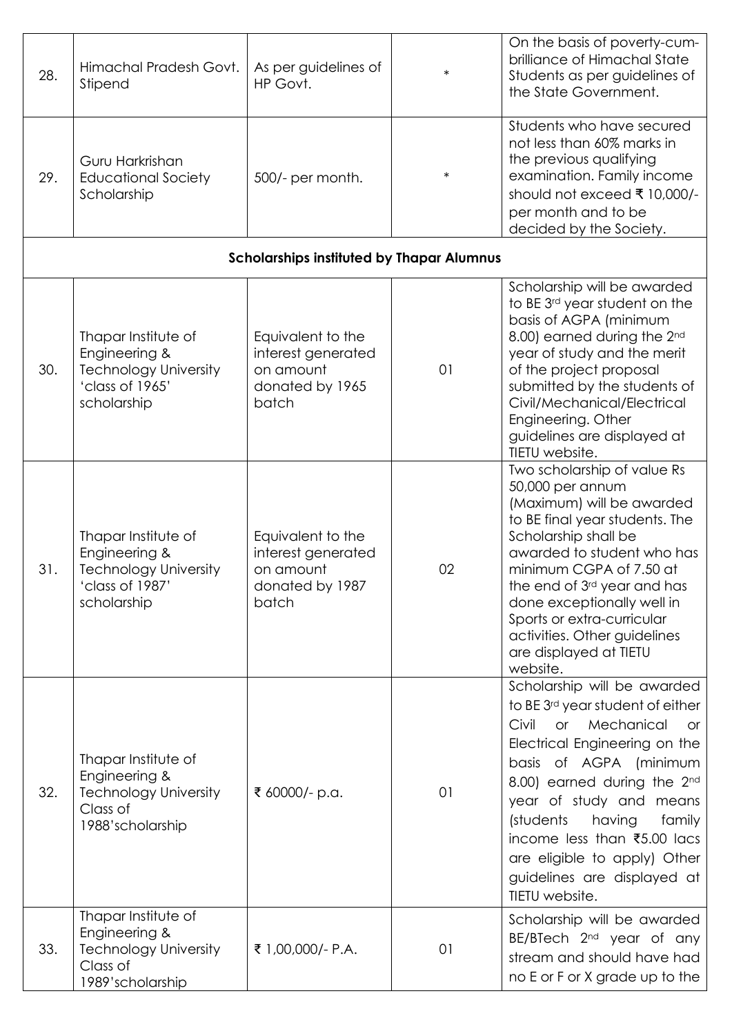| 28. | Himachal Pradesh Govt. Stipend | As per guidelines of HP Govt. | * | On the basis of poverty-cum-brilliance of Himachal State Students as per guidelines of the State Government. |
|---|---|---|---|---|
| 29. | Guru Harkrishan Educational Society Scholarship | 500/- per month. | * | Students who have secured not less than 60% marks in the previous qualifying examination. Family income should not exceed ₹ 10,000/- per month and to be decided by the Society. |
| **Scholarships instituted by Thapar Alumnus** | | | | |
| 30. | Thapar Institute of Engineering & Technology University 'class of 1965' scholarship | Equivalent to the interest generated on amount donated by 1965 batch | 01 | Scholarship will be awarded to BE 3rd year student on the basis of AGPA (minimum 8.00) earned during the 2nd year of study and the merit of the project proposal submitted by the students of Civil/Mechanical/Electrical Engineering. Other guidelines are displayed at TIETU website. |
| 31. | Thapar Institute of Engineering & Technology University 'class of 1987' scholarship | Equivalent to the interest generated on amount donated by 1987 batch | 02 | Two scholarship of value Rs 50,000 per annum (Maximum) will be awarded to BE final year students. The Scholarship shall be awarded to student who has minimum CGPA of 7.50 at the end of 3rd year and has done exceptionally well in Sports or extra-curricular activities. Other guidelines are displayed at TIETU website. |
| 32. | Thapar Institute of Engineering & Technology University Class of 1988'scholarship | ₹ 60000/- p.a. | 01 | Scholarship will be awarded to BE 3rd year student of either Civil or Mechanical or Electrical Engineering on the basis of AGPA (minimum 8.00) earned during the 2nd year of study and means (students having family income less than ₹5.00 lacs are eligible to apply) Other guidelines are displayed at TIETU website. |
| 33. | Thapar Institute of Engineering & Technology University Class of 1989'scholarship | ₹ 1,00,000/- P.A. | 01 | Scholarship will be awarded BE/BTech 2nd year of any stream and should have had no E or F or X grade up to the |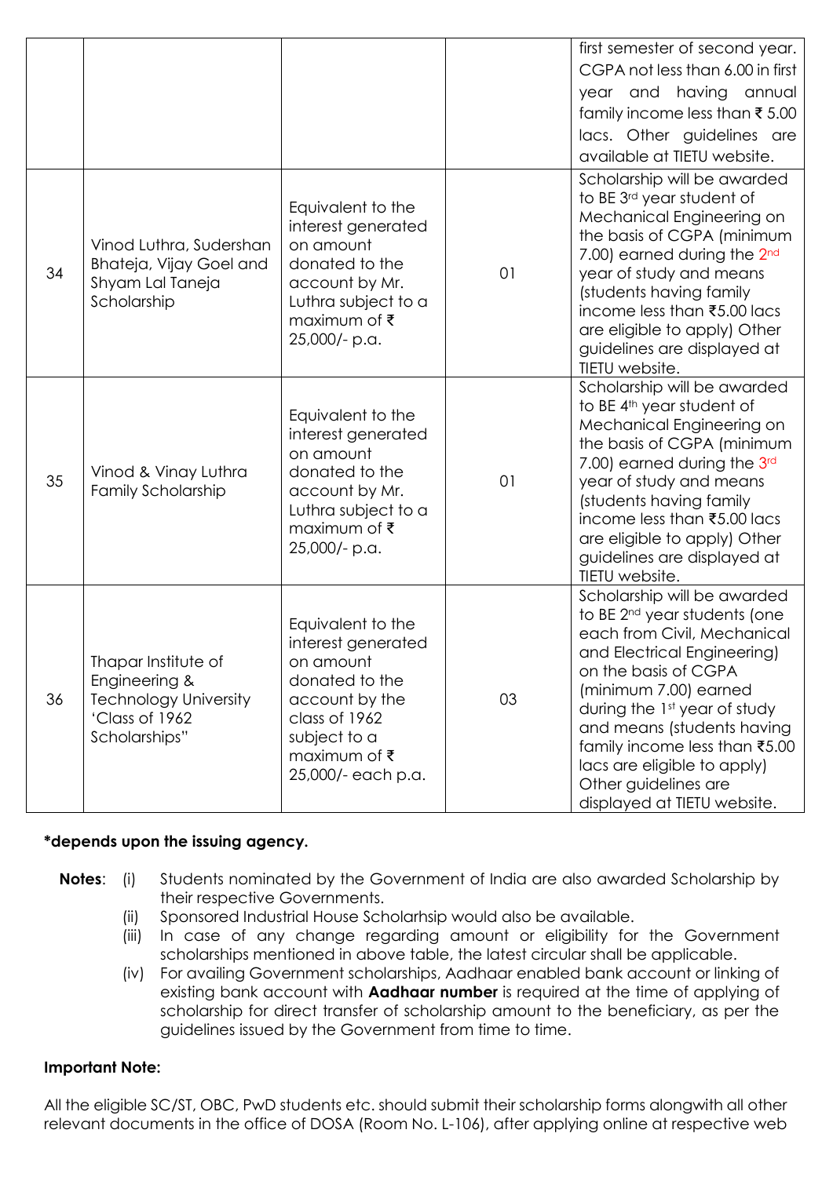| | | | | first semester of second year. CGPA not less than 6.00 in first year and having annual family income less than ₹ 5.00 lacs. Other guidelines are available at TIETU website. |
|---|---|---|---|---|
| 34 | Vinod Luthra, Sudershan Bhateja, Vijay Goel and Shyam Lal Taneja Scholarship | Equivalent to the interest generated on amount donated to the account by Mr. Luthra subject to a maximum of ₹ 25,000/- p.a. | 01 | Scholarship will be awarded to BE 3rd year student of Mechanical Engineering on the basis of CGPA (minimum 7.00) earned during the 2nd year of study and means (students having family income less than ₹5.00 lacs are eligible to apply) Other guidelines are displayed at TIETU website. |
| 35 | Vinod & Vinay Luthra Family Scholarship | Equivalent to the interest generated on amount donated to the account by Mr. Luthra subject to a maximum of ₹ 25,000/- p.a. | 01 | Scholarship will be awarded to BE 4th year student of Mechanical Engineering on the basis of CGPA (minimum 7.00) earned during the 3rd year of study and means (students having family income less than ₹5.00 lacs are eligible to apply) Other guidelines are displayed at TIETU website. |
| 36 | Thapar Institute of Engineering & Technology University 'Class of 1962 Scholarships" | Equivalent to the interest generated on amount donated to the account by the class of 1962 subject to a maximum of ₹ 25,000/- each p.a. | 03 | Scholarship will be awarded to BE 2nd year students (one each from Civil, Mechanical and Electrical Engineering) on the basis of CGPA (minimum 7.00) earned during the 1st year of study and means (students having family income less than ₹5.00 lacs are eligible to apply) Other guidelines are displayed at TIETU website. |

**\*depends upon the issuing agency.**

**Notes**:
- (i) Students nominated by the Government of India are also awarded Scholarship by their respective Governments.
- (ii) Sponsored Industrial House Scholarhsip would also be available.
- (iii) In case of any change regarding amount or eligibility for the Government scholarships mentioned in above table, the latest circular shall be applicable.
- (iv) For availing Government scholarships, Aadhaar enabled bank account or linking of existing bank account with **Aadhaar number** is required at the time of applying of scholarship for direct transfer of scholarship amount to the beneficiary, as per the guidelines issued by the Government from time to time.

**Important Note:**

All the eligible SC/ST, OBC, PwD students etc. should submit their scholarship forms alongwith all other relevant documents in the office of DOSA (Room No. L-106), after applying online at respective web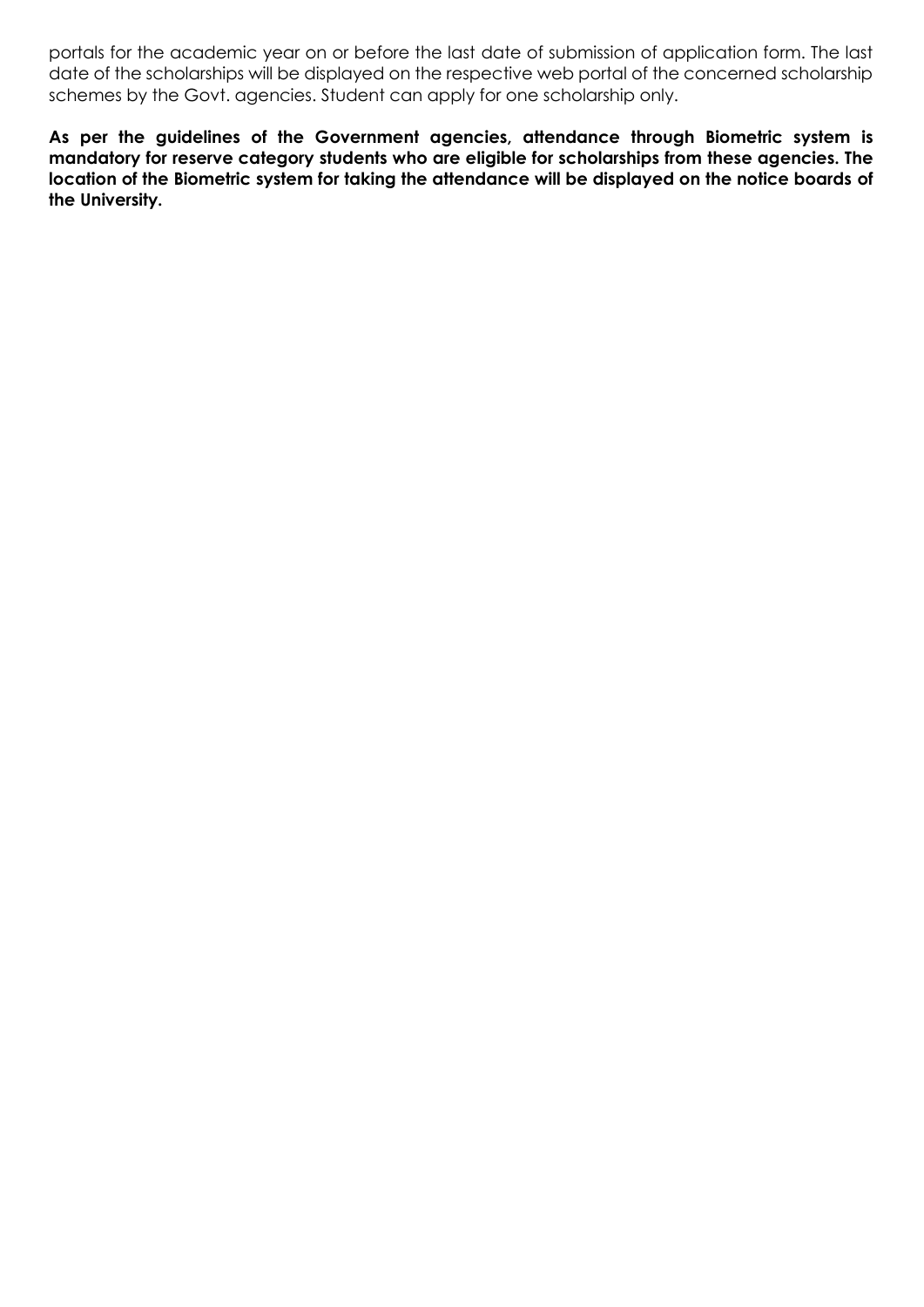portals for the academic year on or before the last date of submission of application form. The last date of the scholarships will be displayed on the respective web portal of the concerned scholarship schemes by the Govt. agencies. Student can apply for one scholarship only.

**As per the guidelines of the Government agencies, attendance through Biometric system is mandatory for reserve category students who are eligible for scholarships from these agencies. The location of the Biometric system for taking the attendance will be displayed on the notice boards of the University.**